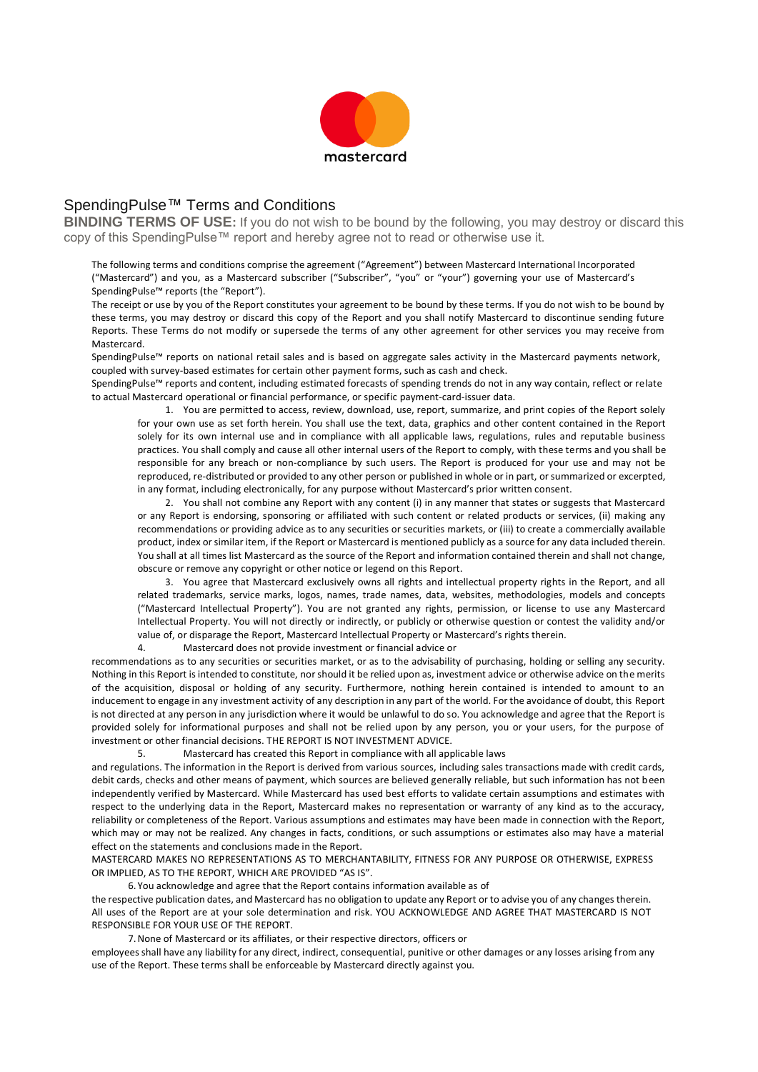# SpendingPulse™ Terms and Conditions

**BINDING TERMS OF USE:** If you do not wish to be bound by the following, you may destroy or discard this copy of this SpendingPulse™ report and hereby agree not to read or otherwise use it.

The following terms and conditions comprise the agreement ("Agreement") between Mastercard International Incorporated ("Mastercard") and you, as a Mastercard subscriber ("Subscriber", "you" or "your") governing your use of Mastercard's SpendingPulse™ reports (the "Report").

The receipt or use by you of the Report constitutes your agreement to be bound by these terms. If you do not wish to be bound by these terms, you may destroy or discard this copy of the Report and you shall notify Mastercard to discontinue sending future Reports. These Terms do not modify or supersede the terms of any other agreement for other services you may receive from Mastercard.

SpendingPulse™ reports on national retail sales and is based on aggregate sales activity in the Mastercard payments network, coupled with survey-based estimates for certain other payment forms, such as cash and check.

SpendingPulse™ reports and content, including estimated forecasts of spending trends do not in any way contain, reflect or relate to actual Mastercard operational or financial performance, or specific payment-card-issuer data.

1. You are permitted to access, review, download, use, report, summarize, and print copies of the Report solely for your own use as set forth herein. You shall use the text, data, graphics and other content contained in the Report solely for its own internal use and in compliance with all applicable laws, regulations, rules and reputable business practices. You shall comply and cause all other internal users of the Report to comply, with these terms and you shall be responsible for any breach or non-compliance by such users. The Report is produced for your use and may not be reproduced, re-distributed or provided to any other person or published in whole or in part, or summarized or excerpted, in any format, including electronically, for any purpose without Mastercard's prior written consent.

2. You shall not combine any Report with any content (i) in any manner that states or suggests that Mastercard or any Report is endorsing, sponsoring or affiliated with such content or related products or services, (ii) making any recommendations or providing advice as to any securities or securities markets, or (iii) to create a commercially available product, index or similar item, if the Report or Mastercard is mentioned publicly as a source for any data included therein. You shall at all times list Mastercard as the source of the Report and information contained therein and shall not change, obscure or remove any copyright or other notice or legend on this Report.

3. You agree that Mastercard exclusively owns all rights and intellectual property rights in the Report, and all related trademarks, service marks, logos, names, trade names, data, websites, methodologies, models and concepts ("Mastercard Intellectual Property"). You are not granted any rights, permission, or license to use any Mastercard Intellectual Property. You will not directly or indirectly, or publicly or otherwise question or contest the validity and/or value of, or disparage the Report, Mastercard Intellectual Property or Mastercard's rights therein.

4. Mastercard does not provide investment or financial advice or recommendations as to any securities or securities market, or as to the advisability of purchasing, holding or selling any security. Nothing in this Report is intended to constitute, nor should it be relied upon as, investment advice or otherwise advice on the merits of the acquisition, disposal or holding of any security. Furthermore, nothing herein contained is intended to amount to an inducement to engage in any investment activity of any description in any part of the world. For the avoidance of doubt, this Report is not directed at any person in any jurisdiction where it would be unlawful to do so. You acknowledge and agree that the Report is provided solely for informational purposes and shall not be relied upon by any person, you or your users, for the purpose of investment or other financial decisions. THE REPORT IS NOT INVESTMENT ADVICE.

5. Mastercard has created this Report in compliance with all applicable laws and regulations. The information in the Report is derived from various sources, including sales transactions made with credit cards, debit cards, checks and other means of payment, which sources are believed generally reliable, but such information has not been independently verified by Mastercard. While Mastercard has used best efforts to validate certain assumptions and estimates with respect to the underlying data in the Report, Mastercard makes no representation or warranty of any kind as to the accuracy, reliability or completeness of the Report. Various assumptions and estimates may have been made in connection with the Report, which may or may not be realized. Any changes in facts, conditions, or such assumptions or estimates also may have a material effect on the statements and conclusions made in the Report.

MASTERCARD MAKES NO REPRESENTATIONS AS TO MERCHANTABILITY, FITNESS FOR ANY PURPOSE OR OTHERWISE, EXPRESS OR IMPLIED, AS TO THE REPORT, WHICH ARE PROVIDED "AS IS".

6. You acknowledge and agree that the Report contains information available as of the respective publication dates, and Mastercard has no obligation to update any Report or to advise you of any changes therein. All uses of the Report are at your sole determination and risk. YOU ACKNOWLEDGE AND AGREE THAT MASTERCARD IS NOT RESPONSIBLE FOR YOUR USE OF THE REPORT.

7. None of Mastercard or its affiliates, or their respective directors, officers or employees shall have any liability for any direct, indirect, consequential, punitive or other damages or any losses arising from any use of the Report. These terms shall be enforceable by Mastercard directly against you.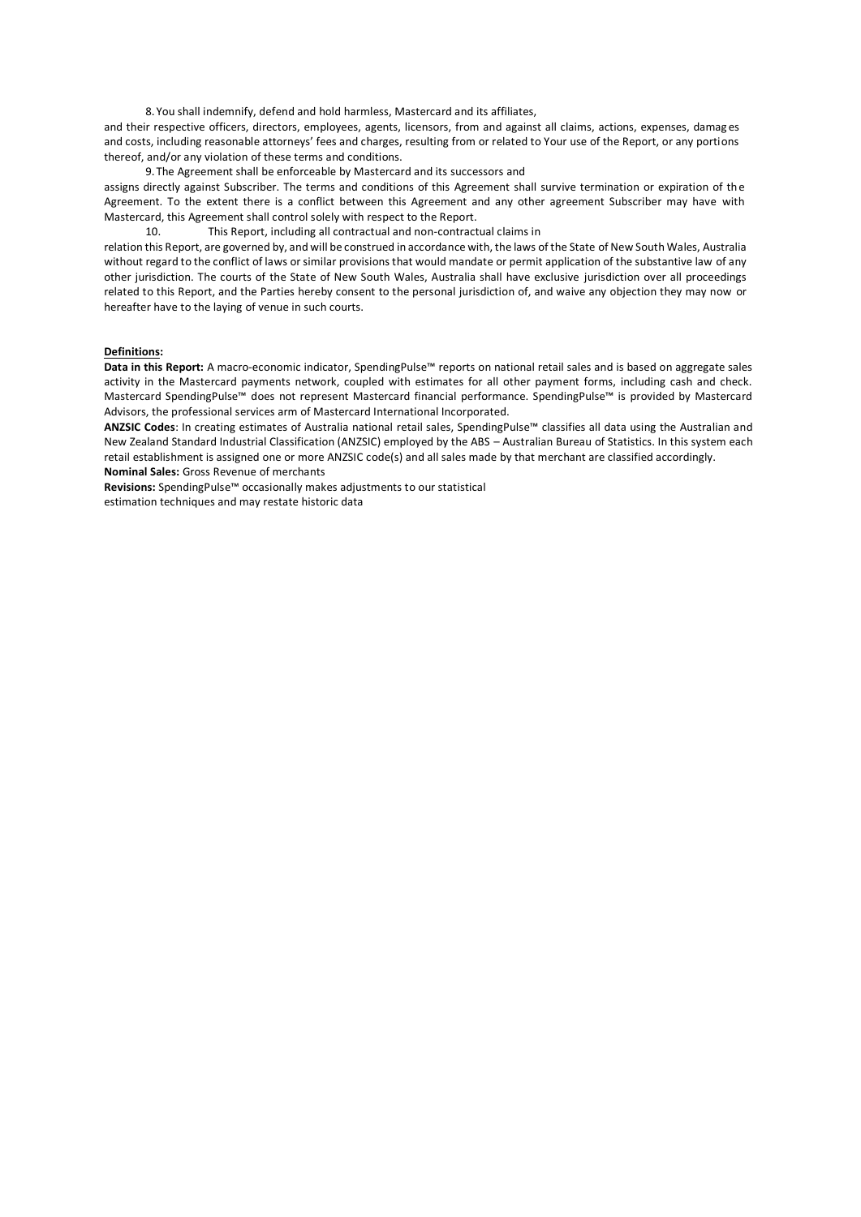8. You shall indemnify, defend and hold harmless, Mastercard and its affiliates, and their respective officers, directors, employees, agents, licensors, from and against all claims, actions, expenses, damages and costs, including reasonable attorneys' fees and charges, resulting from or related to Your use of the Report, or any portions thereof, and/or any violation of these terms and conditions.

9. The Agreement shall be enforceable by Mastercard and its successors and assigns directly against Subscriber. The terms and conditions of this Agreement shall survive termination or expiration of the Agreement. To the extent there is a conflict between this Agreement and any other agreement Subscriber may have with Mastercard, this Agreement shall control solely with respect to the Report.

10. This Report, including all contractual and non-contractual claims in relation this Report, are governed by, and will be construed in accordance with, the laws of the State of New South Wales, Australia without regard to the conflict of laws or similar provisions that would mandate or permit application of the substantive law of any other jurisdiction. The courts of the State of New South Wales, Australia shall have exclusive jurisdiction over all proceedings related to this Report, and the Parties hereby consent to the personal jurisdiction of, and waive any objection they may now or hereafter have to the laying of venue in such courts.

**Definitions:**

**Data in this Report:** A macro-economic indicator, SpendingPulse™ reports on national retail sales and is based on aggregate sales activity in the Mastercard payments network, coupled with estimates for all other payment forms, including cash and check. Mastercard SpendingPulse™ does not represent Mastercard financial performance. SpendingPulse™ is provided by Mastercard Advisors, the professional services arm of Mastercard International Incorporated.

**ANZSIC Codes**: In creating estimates of Australia national retail sales, SpendingPulse™ classifies all data using the Australian and New Zealand Standard Industrial Classification (ANZSIC) employed by the ABS – Australian Bureau of Statistics. In this system each retail establishment is assigned one or more ANZSIC code(s) and all sales made by that merchant are classified accordingly.

**Nominal Sales:** Gross Revenue of merchants

**Revisions:** SpendingPulse™ occasionally makes adjustments to our statistical estimation techniques and may restate historic data